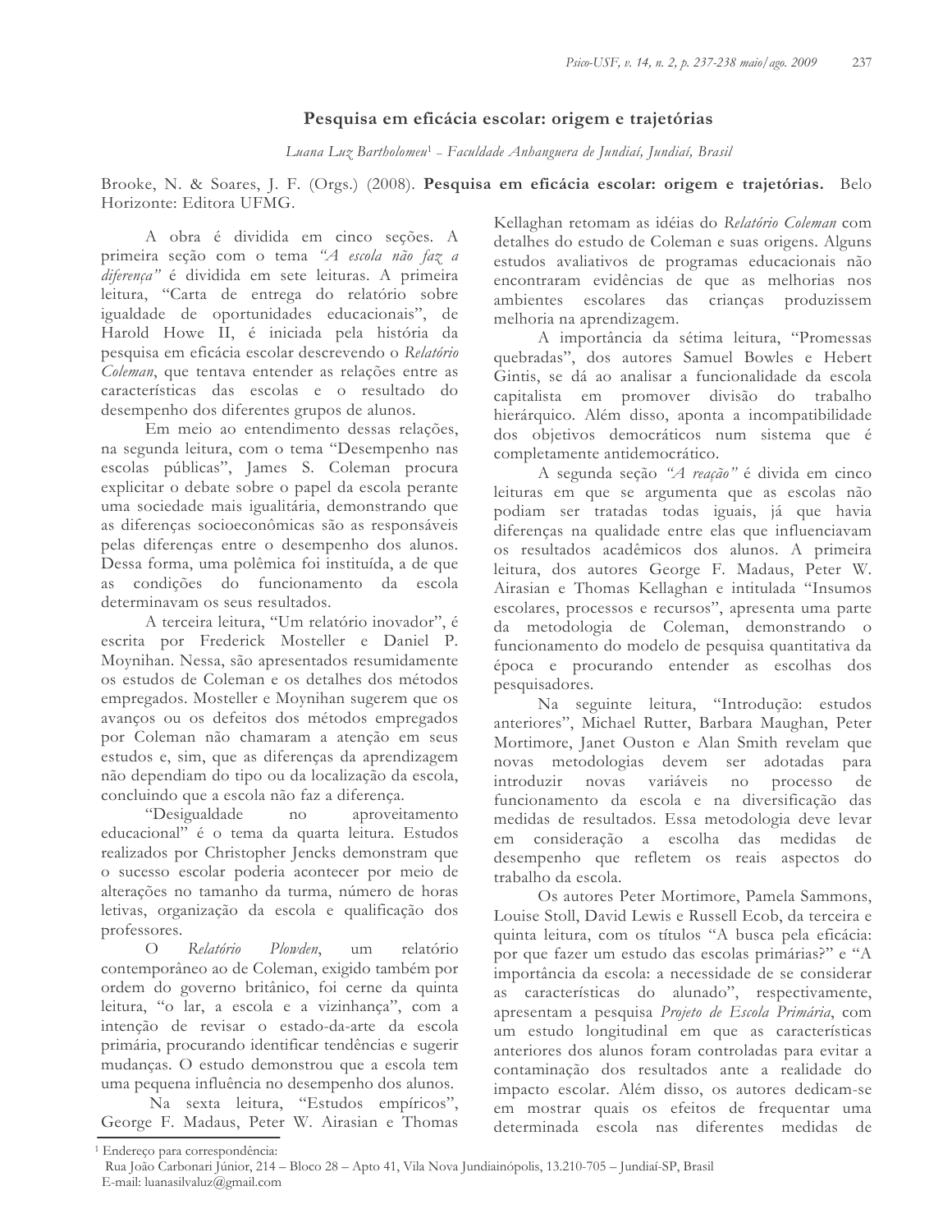# Pesquisa em eficácia escolar: origem e trajetórias

*Luana Luz Bartholomeu*[1] – *Faculdade Anhanguera de Jundiaí, Jundiaí, Brasil*

Brooke, N. & Soares, J. F. (Orgs.) (2008). **Pesquisa em eficácia escolar: origem e trajetórias.** Belo Horizonte: Editora UFMG.

A obra é dividida em cinco seções. A primeira seção com o tema *"A escola não faz a diferença"* é dividida em sete leituras. A primeira leitura, "Carta de entrega do relatório sobre igualdade de oportunidades educacionais", de Harold Howe II, é iniciada pela história da pesquisa em eficácia escolar descrevendo o *Relatório Coleman*, que tentava entender as relações entre as características das escolas e o resultado do desempenho dos diferentes grupos de alunos.

Em meio ao entendimento dessas relações, na segunda leitura, com o tema "Desempenho nas escolas públicas", James S. Coleman procura explicitar o debate sobre o papel da escola perante uma sociedade mais igualitária, demonstrando que as diferenças socioeconômicas são as responsáveis pelas diferenças entre o desempenho dos alunos. Dessa forma, uma polêmica foi instituída, a de que as condições do funcionamento da escola determinavam os seus resultados.

A terceira leitura, "Um relatório inovador", é escrita por Frederick Mosteller e Daniel P. Moynihan. Nessa, são apresentados resumidamente os estudos de Coleman e os detalhes dos métodos empregados. Mosteller e Moynihan sugerem que os avanços ou os defeitos dos métodos empregados por Coleman não chamaram a atenção em seus estudos e, sim, que as diferenças da aprendizagem não dependiam do tipo ou da localização da escola, concluindo que a escola não faz a diferença.

"Desigualdade no aproveitamento educacional" é o tema da quarta leitura. Estudos realizados por Christopher Jencks demonstram que o sucesso escolar poderia acontecer por meio de alterações no tamanho da turma, número de horas letivas, organização da escola e qualificação dos professores.

O *Relatório Plowden*, um relatório contemporâneo ao de Coleman, exigido também por ordem do governo britânico, foi cerne da quinta leitura, "o lar, a escola e a vizinhança", com a intenção de revisar o estado-da-arte da escola primária, procurando identificar tendências e sugerir mudanças. O estudo demonstrou que a escola tem uma pequena influência no desempenho dos alunos.

Na sexta leitura, "Estudos empíricos", George F. Madaus, Peter W. Airasian e Thomas Kellaghan retomam as idéias do *Relatório Coleman* com detalhes do estudo de Coleman e suas origens. Alguns estudos avaliativos de programas educacionais não encontraram evidências de que as melhorias nos ambientes escolares das crianças produzissem melhoria na aprendizagem.

A importância da sétima leitura, "Promessas quebradas", dos autores Samuel Bowles e Hebert Gintis, se dá ao analisar a funcionalidade da escola capitalista em promover divisão do trabalho hierárquico. Além disso, aponta a incompatibilidade dos objetivos democráticos num sistema que é completamente antidemocrático.

A segunda seção *"A reação"* é divida em cinco leituras em que se argumenta que as escolas não podiam ser tratadas todas iguais, já que havia diferenças na qualidade entre elas que influenciavam os resultados acadêmicos dos alunos. A primeira leitura, dos autores George F. Madaus, Peter W. Airasian e Thomas Kellaghan e intitulada "Insumos escolares, processos e recursos", apresenta uma parte da metodologia de Coleman, demonstrando o funcionamento do modelo de pesquisa quantitativa da época e procurando entender as escolhas dos pesquisadores.

Na seguinte leitura, "Introdução: estudos anteriores", Michael Rutter, Barbara Maughan, Peter Mortimore, Janet Ouston e Alan Smith revelam que novas metodologias devem ser adotadas para introduzir novas variáveis no processo de funcionamento da escola e na diversificação das medidas de resultados. Essa metodologia deve levar em consideração a escolha das medidas de desempenho que refletem os reais aspectos do trabalho da escola.

Os autores Peter Mortimore, Pamela Sammons, Louise Stoll, David Lewis e Russell Ecob, da terceira e quinta leitura, com os títulos "A busca pela eficácia: por que fazer um estudo das escolas primárias?" e "A importância da escola: a necessidade de se considerar as características do alunado", respectivamente, apresentam a pesquisa *Projeto de Escola Primária*, com um estudo longitudinal em que as características anteriores dos alunos foram controladas para evitar a contaminação dos resultados ante a realidade do impacto escolar. Além disso, os autores dedicam-se em mostrar quais os efeitos de frequentar uma determinada escola nas diferentes medidas de

---

[1] Endereço para correspondência:
Rua João Carbonari Júnior, 214 – Bloco 28 – Apto 41, Vila Nova Jundiainópolis, 13.210-705 – Jundiaí-SP, Brasil
E-mail: luanasilvaluz@gmail.com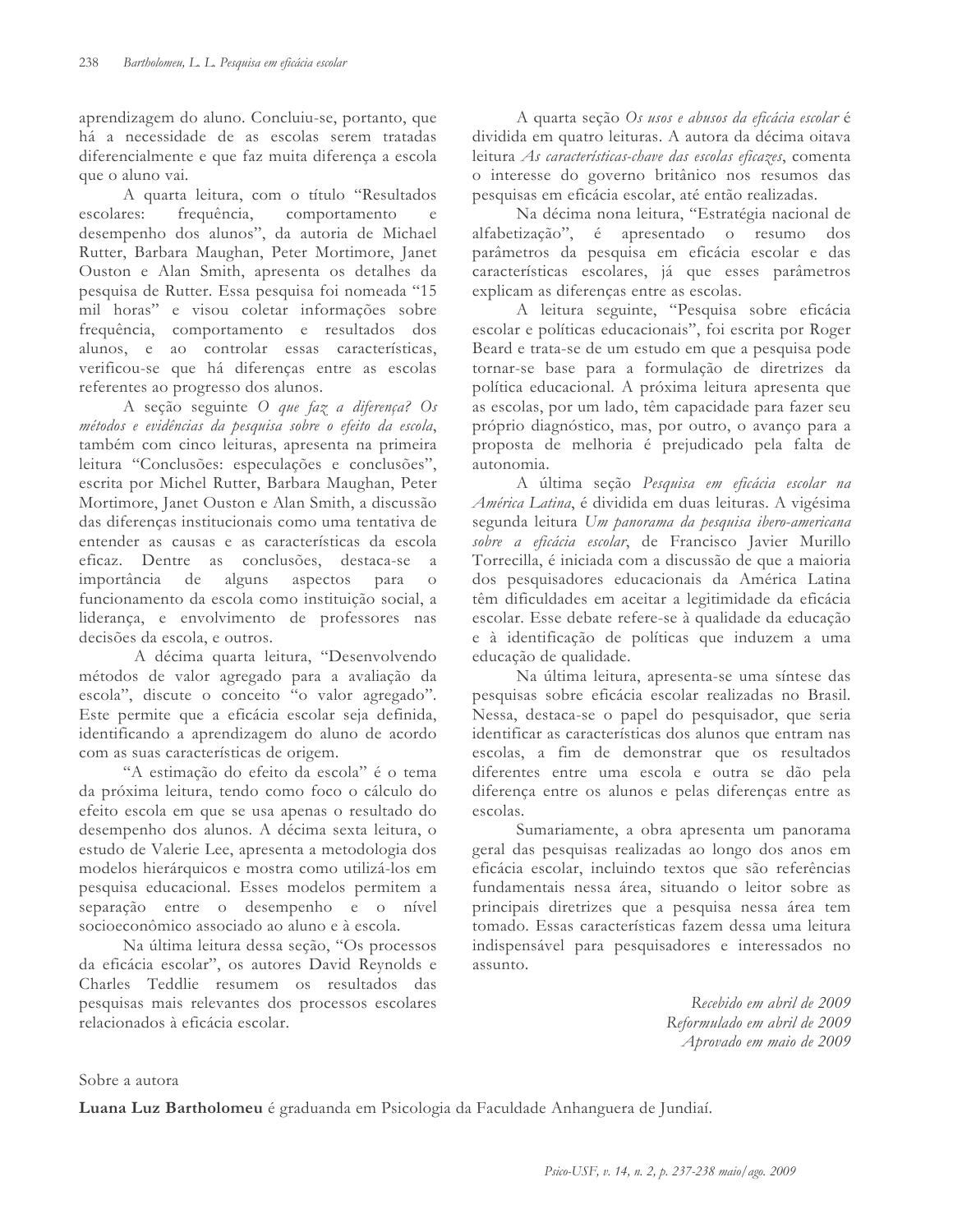aprendizagem do aluno. Concluiu-se, portanto, que há a necessidade de as escolas serem tratadas diferencialmente e que faz muita diferença a escola que o aluno vai.

A quarta leitura, com o título "Resultados escolares: frequência, comportamento e desempenho dos alunos", da autoria de Michael Rutter, Barbara Maughan, Peter Mortimore, Janet Ouston e Alan Smith, apresenta os detalhes da pesquisa de Rutter. Essa pesquisa foi nomeada "15 mil horas" e visou coletar informações sobre frequência, comportamento e resultados dos alunos, e ao controlar essas características, verificou-se que há diferenças entre as escolas referentes ao progresso dos alunos.

A seção seguinte *O que faz a diferença? Os métodos e evidências da pesquisa sobre o efeito da escola*, também com cinco leituras, apresenta na primeira leitura "Conclusões: especulações e conclusões", escrita por Michel Rutter, Barbara Maughan, Peter Mortimore, Janet Ouston e Alan Smith, a discussão das diferenças institucionais como uma tentativa de entender as causas e as características da escola eficaz. Dentre as conclusões, destaca-se a importância de alguns aspectos para o funcionamento da escola como instituição social, a liderança, e envolvimento de professores nas decisões da escola, e outros.

A décima quarta leitura, "Desenvolvendo métodos de valor agregado para a avaliação da escola", discute o conceito "o valor agregado". Este permite que a eficácia escolar seja definida, identificando a aprendizagem do aluno de acordo com as suas características de origem.

"A estimação do efeito da escola" é o tema da próxima leitura, tendo como foco o cálculo do efeito escola em que se usa apenas o resultado do desempenho dos alunos. A décima sexta leitura, o estudo de Valerie Lee, apresenta a metodologia dos modelos hierárquicos e mostra como utilizá-los em pesquisa educacional. Esses modelos permitem a separação entre o desempenho e o nível socioeconômico associado ao aluno e à escola.

Na última leitura dessa seção, "Os processos da eficácia escolar", os autores David Reynolds e Charles Teddlie resumem os resultados das pesquisas mais relevantes dos processos escolares relacionados à eficácia escolar.

A quarta seção *Os usos e abusos da eficácia escolar* é dividida em quatro leituras. A autora da décima oitava leitura *As características-chave das escolas eficazes*, comenta o interesse do governo britânico nos resumos das pesquisas em eficácia escolar, até então realizadas.

Na décima nona leitura, "Estratégia nacional de alfabetização", é apresentado o resumo dos parâmetros da pesquisa em eficácia escolar e das características escolares, já que esses parâmetros explicam as diferenças entre as escolas.

A leitura seguinte, "Pesquisa sobre eficácia escolar e políticas educacionais", foi escrita por Roger Beard e trata-se de um estudo em que a pesquisa pode tornar-se base para a formulação de diretrizes da política educacional. A próxima leitura apresenta que as escolas, por um lado, têm capacidade para fazer seu próprio diagnóstico, mas, por outro, o avanço para a proposta de melhoria é prejudicado pela falta de autonomia.

A última seção *Pesquisa em eficácia escolar na América Latina*, é dividida em duas leituras. A vigésima segunda leitura *Um panorama da pesquisa ibero-americana sobre a eficácia escolar*, de Francisco Javier Murillo Torrecilla, é iniciada com a discussão de que a maioria dos pesquisadores educacionais da América Latina têm dificuldades em aceitar a legitimidade da eficácia escolar. Esse debate refere-se à qualidade da educação e à identificação de políticas que induzem a uma educação de qualidade.

Na última leitura, apresenta-se uma síntese das pesquisas sobre eficácia escolar realizadas no Brasil. Nessa, destaca-se o papel do pesquisador, que seria identificar as características dos alunos que entram nas escolas, a fim de demonstrar que os resultados diferentes entre uma escola e outra se dão pela diferença entre os alunos e pelas diferenças entre as escolas.

Sumariamente, a obra apresenta um panorama geral das pesquisas realizadas ao longo dos anos em eficácia escolar, incluindo textos que são referências fundamentais nessa área, situando o leitor sobre as principais diretrizes que a pesquisa nessa área tem tomado. Essas características fazem dessa uma leitura indispensável para pesquisadores e interessados no assunto.

*Recebido em abril de 2009*
*Reformulado em abril de 2009*
*Aprovado em maio de 2009*

Sobre a autora

**Luana Luz Bartholomeu** é graduanda em Psicologia da Faculdade Anhanguera de Jundiaí.